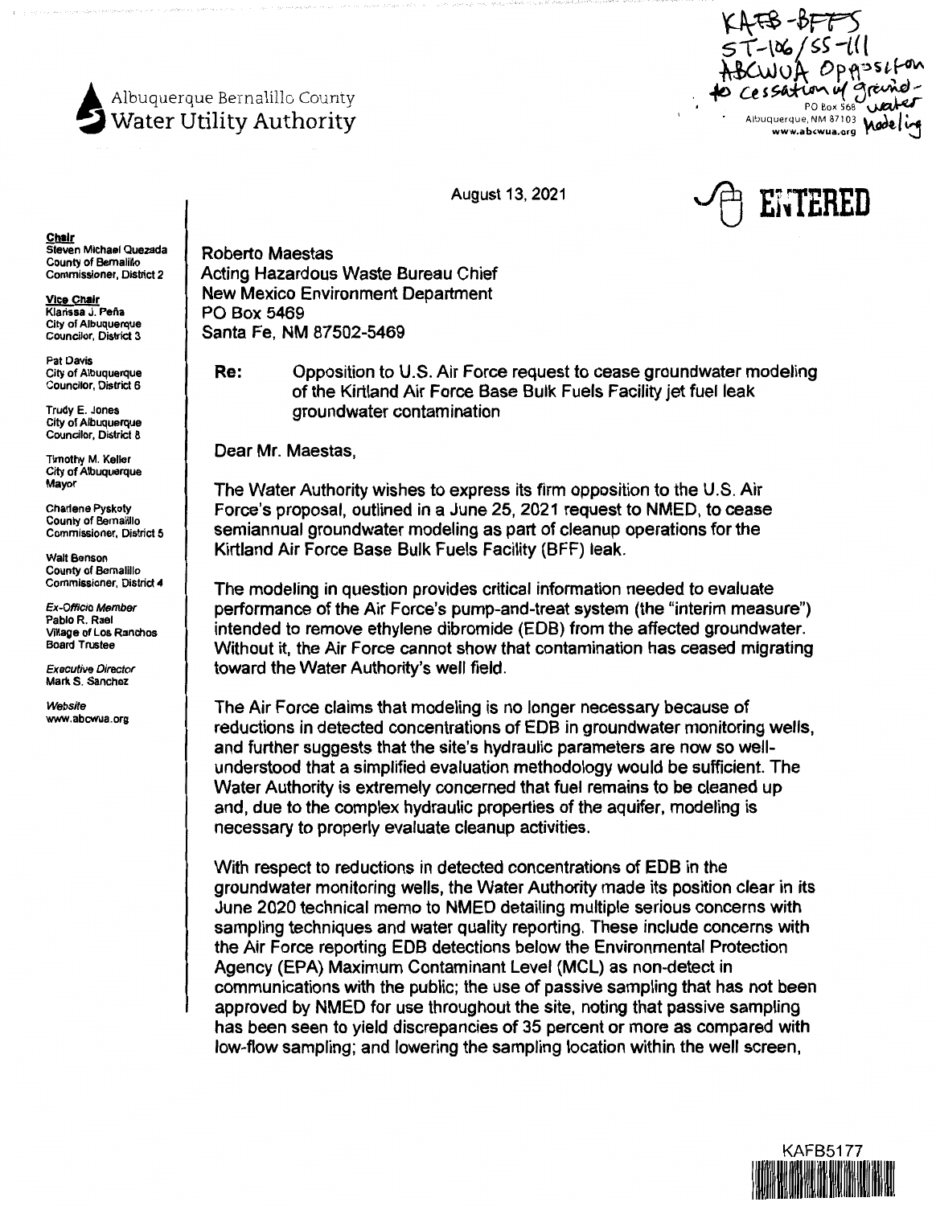KAFB-BFFS
ST-106/SS-111
ABCWUA Opposition to cessation of groundwater modeling

Albuquerque Bernalillo County
Water Utility Authority

PO Box 568
Albuquerque, NM 87103
www.abcwua.org

ENTERED

**Chair**
Steven Michael Quezada
County of Bernalillo
Commissioner, District 2

**Vice Chair**
Klarissa J. Peña
City of Albuquerque
Councilor, District 3

Pat Davis
City of Albuquerque
Councilor, District 6

Trudy E. Jones
City of Albuquerque
Councilor, District 8

Timothy M. Keller
City of Albuquerque
Mayor

Charlene Pyskoty
County of Bernalillo
Commissioner, District 5

Walt Benson
County of Bernalillo
Commissioner, District 4

*Ex-Officio Member*
Pablo R. Rael
Village of Los Ranchos
Board Trustee

*Executive Director*
Mark S. Sanchez

*Website*
www.abcwua.org

August 13, 2021

Roberto Maestas
Acting Hazardous Waste Bureau Chief
New Mexico Environment Department
PO Box 5469
Santa Fe, NM 87502-5469

**Re:** Opposition to U.S. Air Force request to cease groundwater modeling of the Kirtland Air Force Base Bulk Fuels Facility jet fuel leak groundwater contamination

Dear Mr. Maestas,

The Water Authority wishes to express its firm opposition to the U.S. Air Force's proposal, outlined in a June 25, 2021 request to NMED, to cease semiannual groundwater modeling as part of cleanup operations for the Kirtland Air Force Base Bulk Fuels Facility (BFF) leak.

The modeling in question provides critical information needed to evaluate performance of the Air Force's pump-and-treat system (the "interim measure") intended to remove ethylene dibromide (EDB) from the affected groundwater. Without it, the Air Force cannot show that contamination has ceased migrating toward the Water Authority's well field.

The Air Force claims that modeling is no longer necessary because of reductions in detected concentrations of EDB in groundwater monitoring wells, and further suggests that the site's hydraulic parameters are now so well-understood that a simplified evaluation methodology would be sufficient. The Water Authority is extremely concerned that fuel remains to be cleaned up and, due to the complex hydraulic properties of the aquifer, modeling is necessary to properly evaluate cleanup activities.

With respect to reductions in detected concentrations of EDB in the groundwater monitoring wells, the Water Authority made its position clear in its June 2020 technical memo to NMED detailing multiple serious concerns with sampling techniques and water quality reporting. These include concerns with the Air Force reporting EDB detections below the Environmental Protection Agency (EPA) Maximum Contaminant Level (MCL) as non-detect in communications with the public; the use of passive sampling that has not been approved by NMED for use throughout the site, noting that passive sampling has been seen to yield discrepancies of 35 percent or more as compared with low-flow sampling; and lowering the sampling location within the well screen,

KAFB5177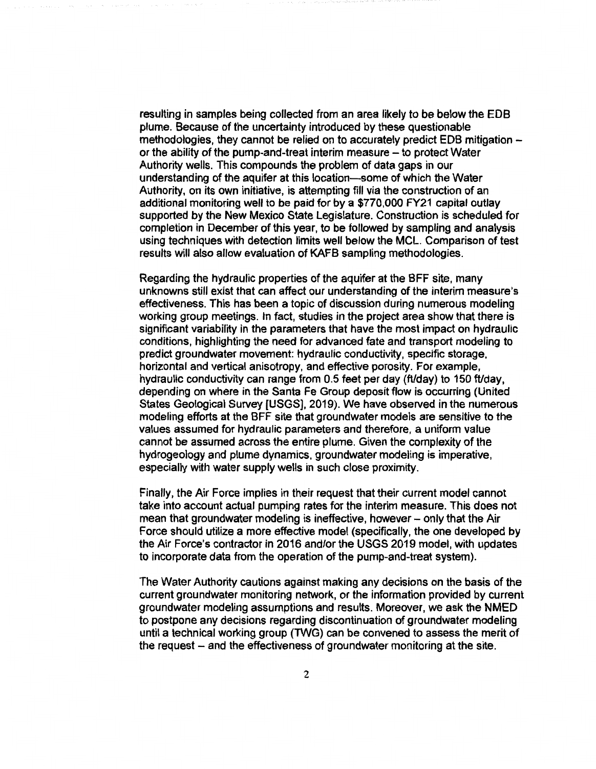resulting in samples being collected from an area likely to be below the EDB plume. Because of the uncertainty introduced by these questionable methodologies, they cannot be relied on to accurately predict EDB mitigation – or the ability of the pump-and-treat interim measure – to protect Water Authority wells. This compounds the problem of data gaps in our understanding of the aquifer at this location—some of which the Water Authority, on its own initiative, is attempting fill via the construction of an additional monitoring well to be paid for by a $770,000 FY21 capital outlay supported by the New Mexico State Legislature. Construction is scheduled for completion in December of this year, to be followed by sampling and analysis using techniques with detection limits well below the MCL. Comparison of test results will also allow evaluation of KAFB sampling methodologies.

Regarding the hydraulic properties of the aquifer at the BFF site, many unknowns still exist that can affect our understanding of the interim measure's effectiveness. This has been a topic of discussion during numerous modeling working group meetings. In fact, studies in the project area show that there is significant variability in the parameters that have the most impact on hydraulic conditions, highlighting the need for advanced fate and transport modeling to predict groundwater movement: hydraulic conductivity, specific storage, horizontal and vertical anisotropy, and effective porosity. For example, hydraulic conductivity can range from 0.5 feet per day (ft/day) to 150 ft/day, depending on where in the Santa Fe Group deposit flow is occurring (United States Geological Survey [USGS], 2019). We have observed in the numerous modeling efforts at the BFF site that groundwater models are sensitive to the values assumed for hydraulic parameters and therefore, a uniform value cannot be assumed across the entire plume. Given the complexity of the hydrogeology and plume dynamics, groundwater modeling is imperative, especially with water supply wells in such close proximity.

Finally, the Air Force implies in their request that their current model cannot take into account actual pumping rates for the interim measure. This does not mean that groundwater modeling is ineffective, however – only that the Air Force should utilize a more effective model (specifically, the one developed by the Air Force's contractor in 2016 and/or the USGS 2019 model, with updates to incorporate data from the operation of the pump-and-treat system).

The Water Authority cautions against making any decisions on the basis of the current groundwater monitoring network, or the information provided by current groundwater modeling assumptions and results. Moreover, we ask the NMED to postpone any decisions regarding discontinuation of groundwater modeling until a technical working group (TWG) can be convened to assess the merit of the request – and the effectiveness of groundwater monitoring at the site.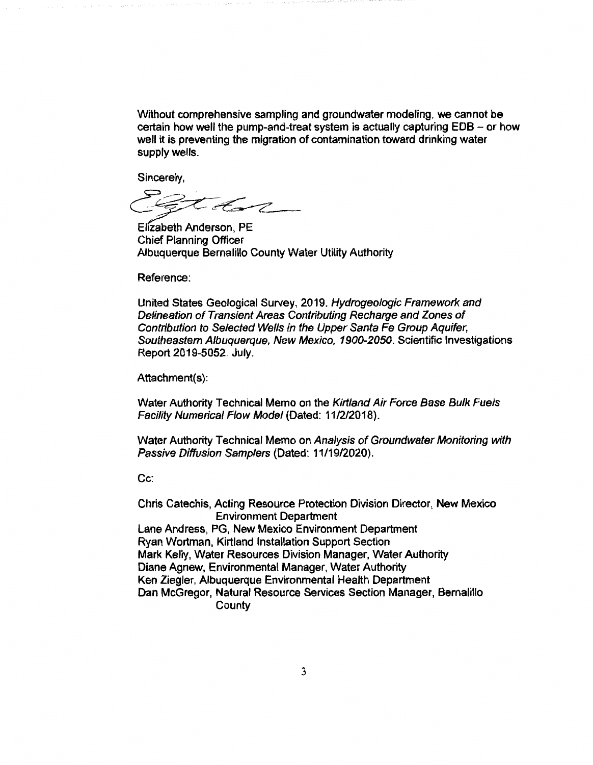Without comprehensive sampling and groundwater modeling, we cannot be certain how well the pump-and-treat system is actually capturing EDB – or how well it is preventing the migration of contamination toward drinking water supply wells.

Sincerely,

Elizabeth Anderson, PE
Chief Planning Officer
Albuquerque Bernalillo County Water Utility Authority

Reference:

United States Geological Survey, 2019. *Hydrogeologic Framework and Delineation of Transient Areas Contributing Recharge and Zones of Contribution to Selected Wells in the Upper Santa Fe Group Aquifer, Southeastern Albuquerque, New Mexico, 1900-2050*. Scientific Investigations Report 2019-5052. July.

Attachment(s):

Water Authority Technical Memo on the *Kirtland Air Force Base Bulk Fuels Facility Numerical Flow Model* (Dated: 11/2/2018).

Water Authority Technical Memo on *Analysis of Groundwater Monitoring with Passive Diffusion Samplers* (Dated: 11/19/2020).

Cc:

Chris Catechis, Acting Resource Protection Division Director, New Mexico Environment Department
Lane Andress, PG, New Mexico Environment Department
Ryan Wortman, Kirtland Installation Support Section
Mark Kelly, Water Resources Division Manager, Water Authority
Diane Agnew, Environmental Manager, Water Authority
Ken Ziegler, Albuquerque Environmental Health Department
Dan McGregor, Natural Resource Services Section Manager, Bernalillo County